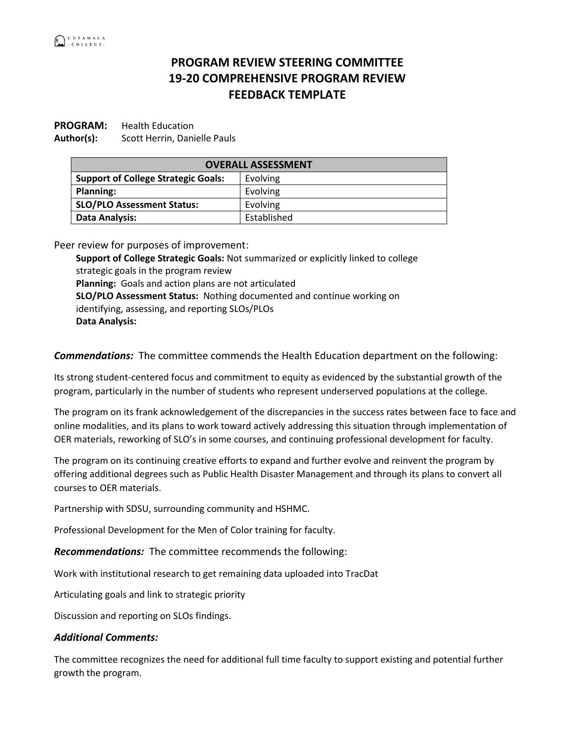# PROGRAM REVIEW STEERING COMMITTEE
# 19-20 COMPREHENSIVE PROGRAM REVIEW
# FEEDBACK TEMPLATE

**PROGRAM:** Health Education
**Author(s):** Scott Herrin, Danielle Pauls

| OVERALL ASSESSMENT | |
|---|---|
| **Support of College Strategic Goals:** | Evolving |
| **Planning:** | Evolving |
| **SLO/PLO Assessment Status:** | Evolving |
| **Data Analysis:** | Established |

Peer review for purposes of improvement:

**Support of College Strategic Goals:** Not summarized or explicitly linked to college strategic goals in the program review
**Planning:** Goals and action plans are not articulated
**SLO/PLO Assessment Status:** Nothing documented and continue working on identifying, assessing, and reporting SLOs/PLOs
**Data Analysis:**

***Commendations:*** The committee commends the Health Education department on the following:

Its strong student-centered focus and commitment to equity as evidenced by the substantial growth of the program, particularly in the number of students who represent underserved populations at the college.

The program on its frank acknowledgement of the discrepancies in the success rates between face to face and online modalities, and its plans to work toward actively addressing this situation through implementation of OER materials, reworking of SLO's in some courses, and continuing professional development for faculty.

The program on its continuing creative efforts to expand and further evolve and reinvent the program by offering additional degrees such as Public Health Disaster Management and through its plans to convert all courses to OER materials.

Partnership with SDSU, surrounding community and HSHMC.

Professional Development for the Men of Color training for faculty.

***Recommendations:*** The committee recommends the following:

Work with institutional research to get remaining data uploaded into TracDat

Articulating goals and link to strategic priority

Discussion and reporting on SLOs findings.

***Additional Comments:***

The committee recognizes the need for additional full time faculty to support existing and potential further growth the program.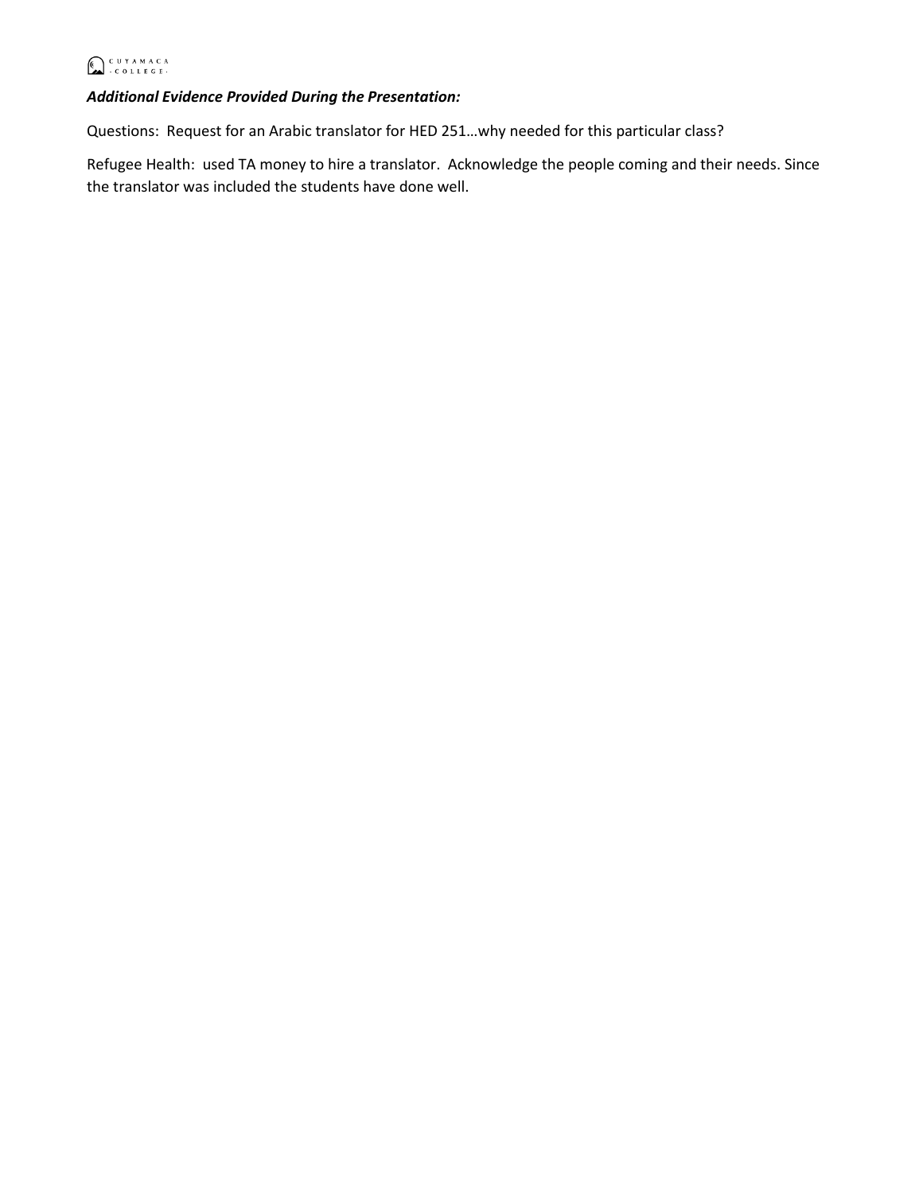***Additional Evidence Provided During the Presentation:***

Questions: Request for an Arabic translator for HED 251…why needed for this particular class?

Refugee Health: used TA money to hire a translator. Acknowledge the people coming and their needs. Since the translator was included the students have done well.